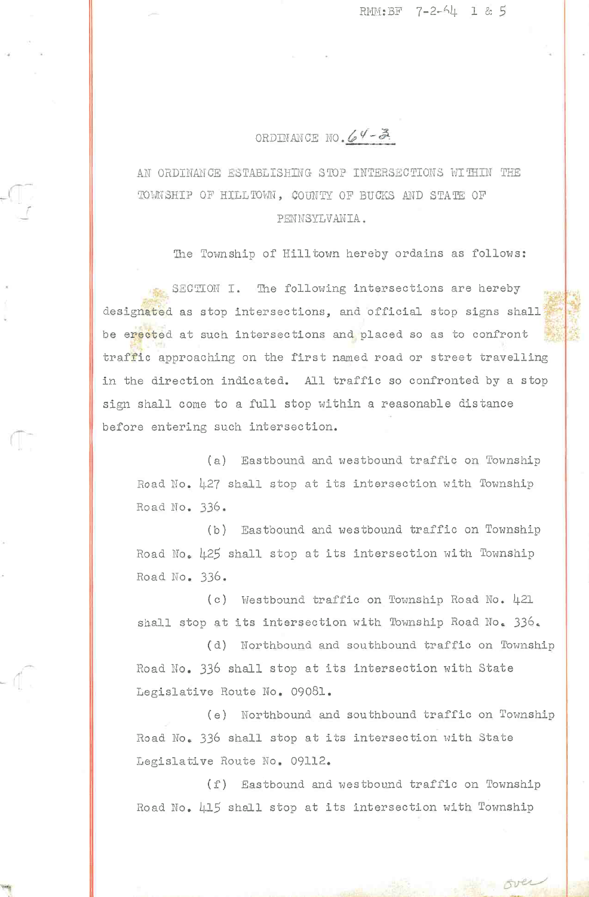RMM:BF 7-2-64 1 & 5

# ORDINANCE NO. 64-3

AN ORDINANCE ESTABLISHING STOP INTERSECTIONS WITHIN THE TOWNSHIP OF HILLTOWN, COUNTY OF BUCKS AND STATE OF PENNSYLVANIA.

The Township of Hilltown hereby ordains as follows:

SECTION I. The following intersections are hereby designated as stop intersections, and official stop signs shall be erected at such intersections and placed so as to confront traffic approaching on the first named road or street travelling in the direction indicated. All traffic so confronted by a stop sign shall come to a full stop within a reasonable distance before entering such intersection.

(a) Eastbound and westbound traffic on Township Road No. 427 shall stop at its intersection with Township Road No. 336.

(b) Eastbound and westbound traffic on Township Road No. 425 shall stop at its intersection with Township Road No. 336.

(c) Westbound traffic on Township Road No. 421 shall stop at its intersection with Township Road No. 336.

(d) Northbound and southbound traffic on Township Road No. 336 shall stop at its intersection with State Legislative Route No. 09081.

(e) Northbound and southbound traffic on Township Road No. 336 shall stop at its intersection with State Legislative Route No. 09112.

(f) Eastbound and westbound traffic on Township Road No. 415 shall stop at its intersection with Township

over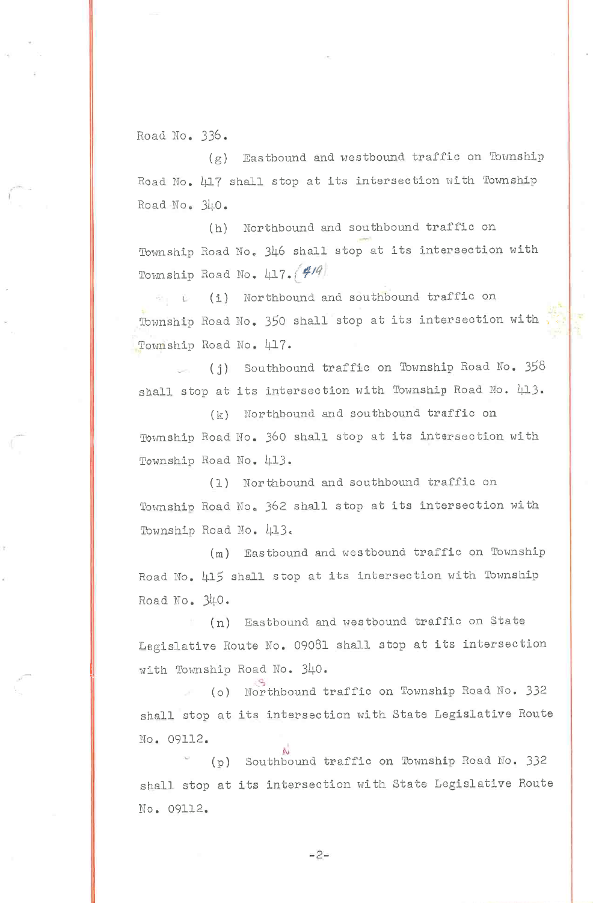Road No. 336.

(g) Eastbound and westbound traffic on Township Road No. 417 shall stop at its intersection with Township Road No. 340.

(h) Northbound and southbound traffic on Township Road No. 346 shall stop at its intersection with Township Road No. 417. (419)

(i) Northbound and southbound traffic on Township Road No. 350 shall stop at its intersection with Township Road No. 417.

(j) Southbound traffic on Township Road No. 358 shall stop at its intersection with Township Road No. 413.

(k) Northbound and southbound traffic on Township Road No. 360 shall stop at its intersection with Township Road No. 413.

(l) Northbound and southbound traffic on Township Road No. 362 shall stop at its intersection with Township Road No. 413.

(m) Eastbound and westbound traffic on Township Road No. 415 shall stop at its intersection with Township Road No. 340.

(n) Eastbound and westbound traffic on State Legislative Route No. 09081 shall stop at its intersection with Township Road No. 340.

(o) Northbound traffic on Township Road No. 332 shall stop at its intersection with State Legislative Route No. 09112.

(p) Southbound traffic on Township Road No. 332 shall stop at its intersection with State Legislative Route No. 09112.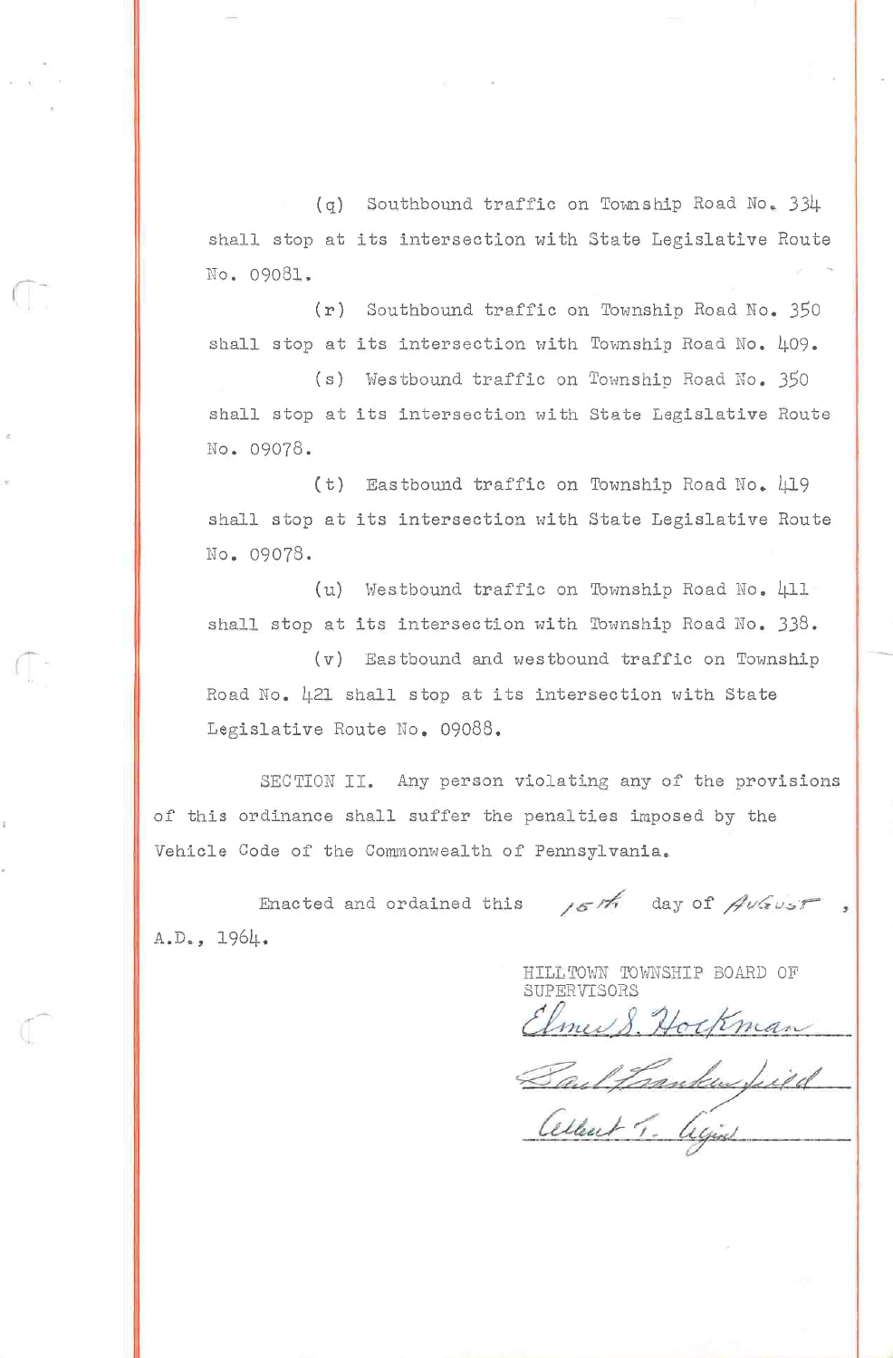(q) Southbound traffic on Township Road No. 334 shall stop at its intersection with State Legislative Route No. 09081.

(r) Southbound traffic on Township Road No. 350 shall stop at its intersection with Township Road No. 409.

(s) Westbound traffic on Township Road No. 350 shall stop at its intersection with State Legislative Route No. 09078.

(t) Eastbound traffic on Township Road No. 419 shall stop at its intersection with State Legislative Route No. 09078.

(u) Westbound traffic on Township Road No. 411 shall stop at its intersection with Township Road No. 338.

(v) Eastbound and westbound traffic on Township Road No. 421 shall stop at its intersection with State Legislative Route No. 09088.

SECTION II. Any person violating any of the provisions of this ordinance shall suffer the penalties imposed by the Vehicle Code of the Commonwealth of Pennsylvania.

Enacted and ordained this 15th day of August, A.D., 1964.

HILLTOWN TOWNSHIP BOARD OF SUPERVISORS

Elmer S. Hockman

Paul Frankenfield

Albert T. Ugino